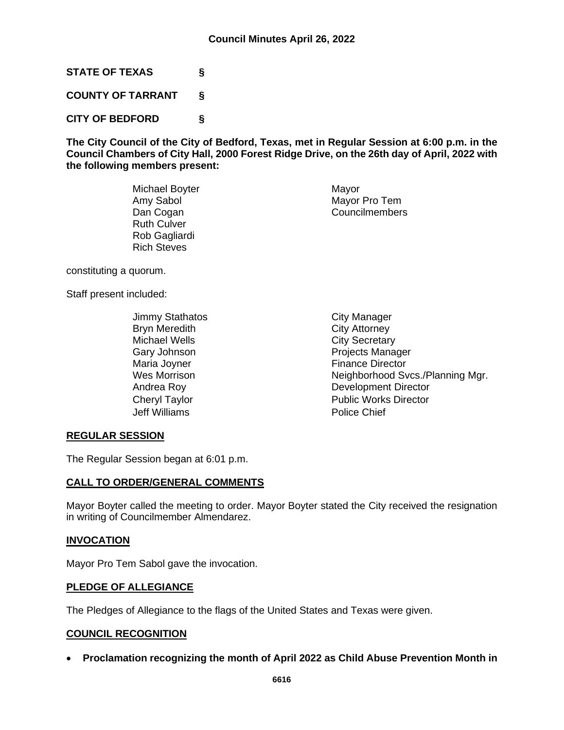# Council Minutes April 26, 2022

**STATE OF TEXAS §**

**COUNTY OF TARRANT §**

**CITY OF BEDFORD §**

**The City Council of the City of Bedford, Texas, met in Regular Session at 6:00 p.m. in the Council Chambers of City Hall, 2000 Forest Ridge Drive, on the 26th day of April, 2022 with the following members present:**

| | |
|---|---|
| Michael Boyter | Mayor |
| Amy Sabol | Mayor Pro Tem |
| Dan Cogan | Councilmembers |
| Ruth Culver | |
| Rob Gagliardi | |
| Rich Steves | |

constituting a quorum.

Staff present included:

| | |
|---|---|
| Jimmy Stathatos | City Manager |
| Bryn Meredith | City Attorney |
| Michael Wells | City Secretary |
| Gary Johnson | Projects Manager |
| Maria Joyner | Finance Director |
| Wes Morrison | Neighborhood Svcs./Planning Mgr. |
| Andrea Roy | Development Director |
| Cheryl Taylor | Public Works Director |
| Jeff Williams | Police Chief |

## REGULAR SESSION

The Regular Session began at 6:01 p.m.

## CALL TO ORDER/GENERAL COMMENTS

Mayor Boyter called the meeting to order. Mayor Boyter stated the City received the resignation in writing of Councilmember Almendarez.

## INVOCATION

Mayor Pro Tem Sabol gave the invocation.

## PLEDGE OF ALLEGIANCE

The Pledges of Allegiance to the flags of the United States and Texas were given.

## COUNCIL RECOGNITION

- **Proclamation recognizing the month of April 2022 as Child Abuse Prevention Month in**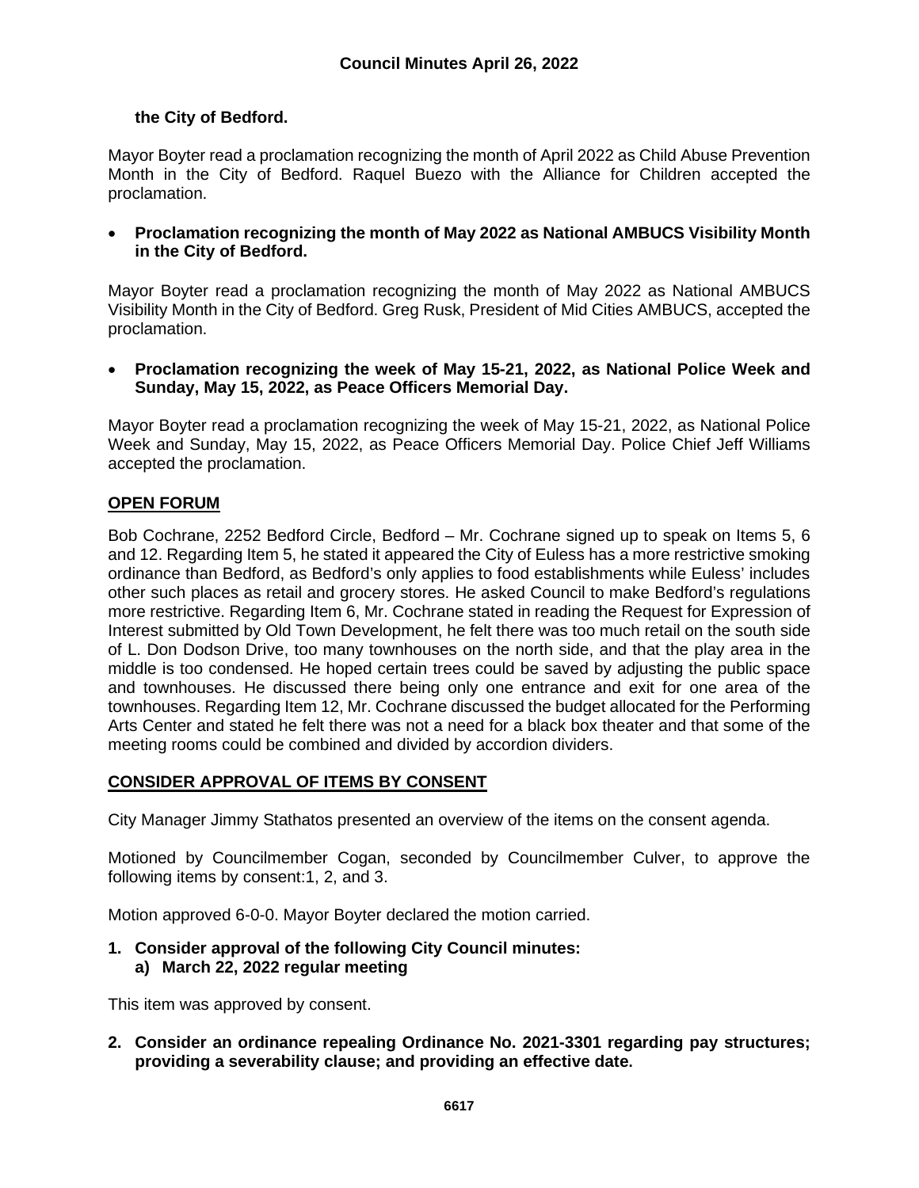**the City of Bedford.**

Mayor Boyter read a proclamation recognizing the month of April 2022 as Child Abuse Prevention Month in the City of Bedford. Raquel Buezo with the Alliance for Children accepted the proclamation.

- **Proclamation recognizing the month of May 2022 as National AMBUCS Visibility Month in the City of Bedford.**

Mayor Boyter read a proclamation recognizing the month of May 2022 as National AMBUCS Visibility Month in the City of Bedford. Greg Rusk, President of Mid Cities AMBUCS, accepted the proclamation.

- **Proclamation recognizing the week of May 15-21, 2022, as National Police Week and Sunday, May 15, 2022, as Peace Officers Memorial Day.**

Mayor Boyter read a proclamation recognizing the week of May 15-21, 2022, as National Police Week and Sunday, May 15, 2022, as Peace Officers Memorial Day. Police Chief Jeff Williams accepted the proclamation.

## OPEN FORUM

Bob Cochrane, 2252 Bedford Circle, Bedford – Mr. Cochrane signed up to speak on Items 5, 6 and 12. Regarding Item 5, he stated it appeared the City of Euless has a more restrictive smoking ordinance than Bedford, as Bedford's only applies to food establishments while Euless' includes other such places as retail and grocery stores. He asked Council to make Bedford's regulations more restrictive. Regarding Item 6, Mr. Cochrane stated in reading the Request for Expression of Interest submitted by Old Town Development, he felt there was too much retail on the south side of L. Don Dodson Drive, too many townhouses on the north side, and that the play area in the middle is too condensed. He hoped certain trees could be saved by adjusting the public space and townhouses. He discussed there being only one entrance and exit for one area of the townhouses. Regarding Item 12, Mr. Cochrane discussed the budget allocated for the Performing Arts Center and stated he felt there was not a need for a black box theater and that some of the meeting rooms could be combined and divided by accordion dividers.

## CONSIDER APPROVAL OF ITEMS BY CONSENT

City Manager Jimmy Stathatos presented an overview of the items on the consent agenda.

Motioned by Councilmember Cogan, seconded by Councilmember Culver, to approve the following items by consent:1, 2, and 3.

Motion approved 6-0-0. Mayor Boyter declared the motion carried.

1. **Consider approval of the following City Council minutes:**
   a) **March 22, 2022 regular meeting**

This item was approved by consent.

2. **Consider an ordinance repealing Ordinance No. 2021-3301 regarding pay structures; providing a severability clause; and providing an effective date.**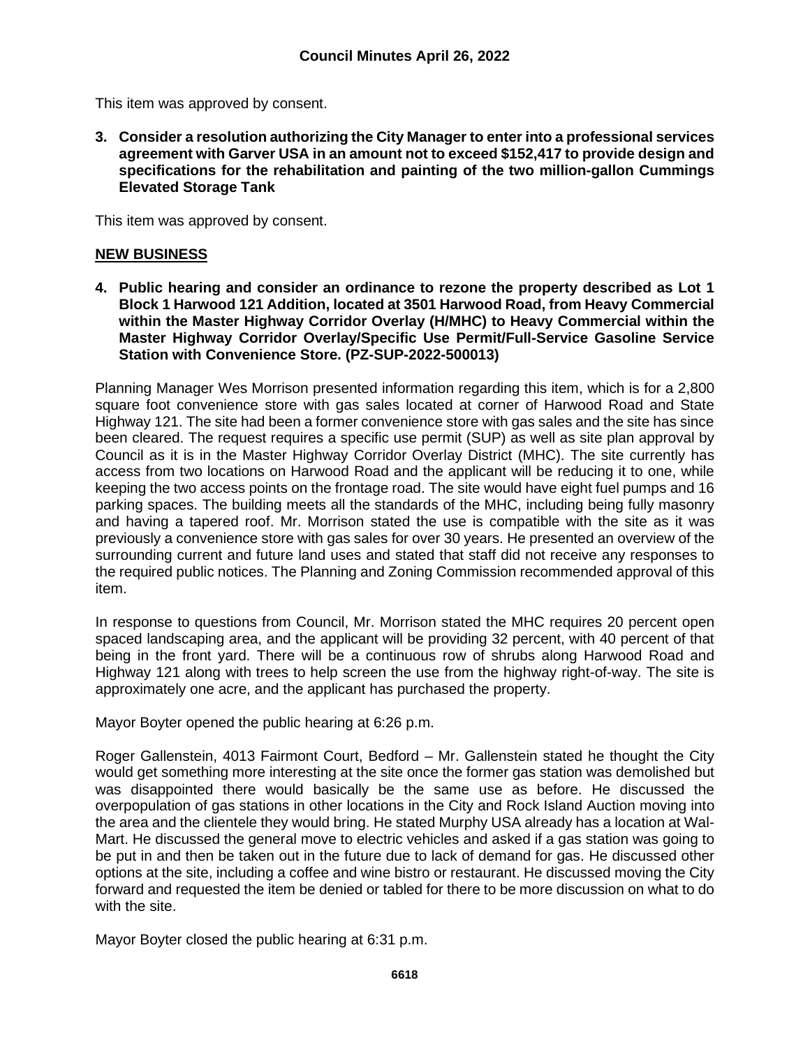This item was approved by consent.

**3. Consider a resolution authorizing the City Manager to enter into a professional services agreement with Garver USA in an amount not to exceed $152,417 to provide design and specifications for the rehabilitation and painting of the two million-gallon Cummings Elevated Storage Tank**

This item was approved by consent.

## NEW BUSINESS

**4. Public hearing and consider an ordinance to rezone the property described as Lot 1 Block 1 Harwood 121 Addition, located at 3501 Harwood Road, from Heavy Commercial within the Master Highway Corridor Overlay (H/MHC) to Heavy Commercial within the Master Highway Corridor Overlay/Specific Use Permit/Full-Service Gasoline Service Station with Convenience Store. (PZ-SUP-2022-500013)**

Planning Manager Wes Morrison presented information regarding this item, which is for a 2,800 square foot convenience store with gas sales located at corner of Harwood Road and State Highway 121. The site had been a former convenience store with gas sales and the site has since been cleared. The request requires a specific use permit (SUP) as well as site plan approval by Council as it is in the Master Highway Corridor Overlay District (MHC). The site currently has access from two locations on Harwood Road and the applicant will be reducing it to one, while keeping the two access points on the frontage road. The site would have eight fuel pumps and 16 parking spaces. The building meets all the standards of the MHC, including being fully masonry and having a tapered roof. Mr. Morrison stated the use is compatible with the site as it was previously a convenience store with gas sales for over 30 years. He presented an overview of the surrounding current and future land uses and stated that staff did not receive any responses to the required public notices. The Planning and Zoning Commission recommended approval of this item.

In response to questions from Council, Mr. Morrison stated the MHC requires 20 percent open spaced landscaping area, and the applicant will be providing 32 percent, with 40 percent of that being in the front yard. There will be a continuous row of shrubs along Harwood Road and Highway 121 along with trees to help screen the use from the highway right-of-way. The site is approximately one acre, and the applicant has purchased the property.

Mayor Boyter opened the public hearing at 6:26 p.m.

Roger Gallenstein, 4013 Fairmont Court, Bedford – Mr. Gallenstein stated he thought the City would get something more interesting at the site once the former gas station was demolished but was disappointed there would basically be the same use as before. He discussed the overpopulation of gas stations in other locations in the City and Rock Island Auction moving into the area and the clientele they would bring. He stated Murphy USA already has a location at Wal-Mart. He discussed the general move to electric vehicles and asked if a gas station was going to be put in and then be taken out in the future due to lack of demand for gas. He discussed other options at the site, including a coffee and wine bistro or restaurant. He discussed moving the City forward and requested the item be denied or tabled for there to be more discussion on what to do with the site.

Mayor Boyter closed the public hearing at 6:31 p.m.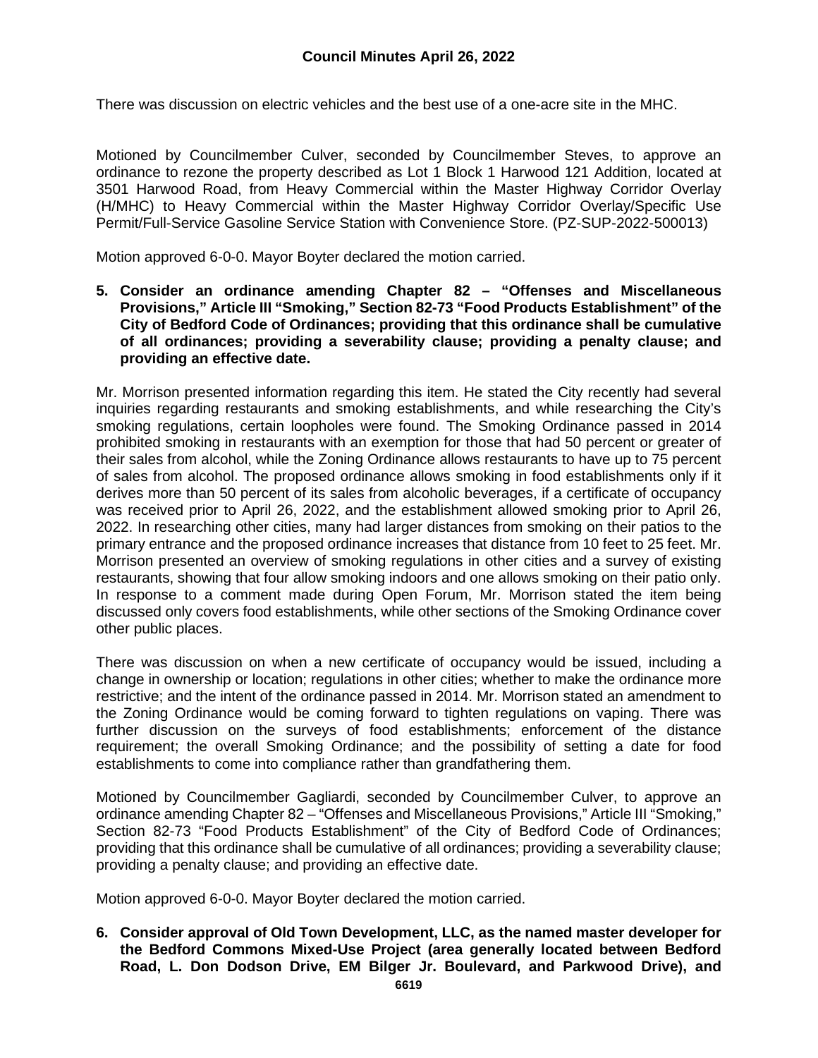There was discussion on electric vehicles and the best use of a one-acre site in the MHC.

Motioned by Councilmember Culver, seconded by Councilmember Steves, to approve an ordinance to rezone the property described as Lot 1 Block 1 Harwood 121 Addition, located at 3501 Harwood Road, from Heavy Commercial within the Master Highway Corridor Overlay (H/MHC) to Heavy Commercial within the Master Highway Corridor Overlay/Specific Use Permit/Full-Service Gasoline Service Station with Convenience Store. (PZ-SUP-2022-500013)

Motion approved 6-0-0. Mayor Boyter declared the motion carried.

**5. Consider an ordinance amending Chapter 82 – "Offenses and Miscellaneous Provisions," Article III "Smoking," Section 82-73 "Food Products Establishment" of the City of Bedford Code of Ordinances; providing that this ordinance shall be cumulative of all ordinances; providing a severability clause; providing a penalty clause; and providing an effective date.**

Mr. Morrison presented information regarding this item. He stated the City recently had several inquiries regarding restaurants and smoking establishments, and while researching the City's smoking regulations, certain loopholes were found. The Smoking Ordinance passed in 2014 prohibited smoking in restaurants with an exemption for those that had 50 percent or greater of their sales from alcohol, while the Zoning Ordinance allows restaurants to have up to 75 percent of sales from alcohol. The proposed ordinance allows smoking in food establishments only if it derives more than 50 percent of its sales from alcoholic beverages, if a certificate of occupancy was received prior to April 26, 2022, and the establishment allowed smoking prior to April 26, 2022. In researching other cities, many had larger distances from smoking on their patios to the primary entrance and the proposed ordinance increases that distance from 10 feet to 25 feet. Mr. Morrison presented an overview of smoking regulations in other cities and a survey of existing restaurants, showing that four allow smoking indoors and one allows smoking on their patio only. In response to a comment made during Open Forum, Mr. Morrison stated the item being discussed only covers food establishments, while other sections of the Smoking Ordinance cover other public places.

There was discussion on when a new certificate of occupancy would be issued, including a change in ownership or location; regulations in other cities; whether to make the ordinance more restrictive; and the intent of the ordinance passed in 2014. Mr. Morrison stated an amendment to the Zoning Ordinance would be coming forward to tighten regulations on vaping. There was further discussion on the surveys of food establishments; enforcement of the distance requirement; the overall Smoking Ordinance; and the possibility of setting a date for food establishments to come into compliance rather than grandfathering them.

Motioned by Councilmember Gagliardi, seconded by Councilmember Culver, to approve an ordinance amending Chapter 82 – "Offenses and Miscellaneous Provisions," Article III "Smoking," Section 82-73 "Food Products Establishment" of the City of Bedford Code of Ordinances; providing that this ordinance shall be cumulative of all ordinances; providing a severability clause; providing a penalty clause; and providing an effective date.

Motion approved 6-0-0. Mayor Boyter declared the motion carried.

**6. Consider approval of Old Town Development, LLC, as the named master developer for the Bedford Commons Mixed-Use Project (area generally located between Bedford Road, L. Don Dodson Drive, EM Bilger Jr. Boulevard, and Parkwood Drive), and**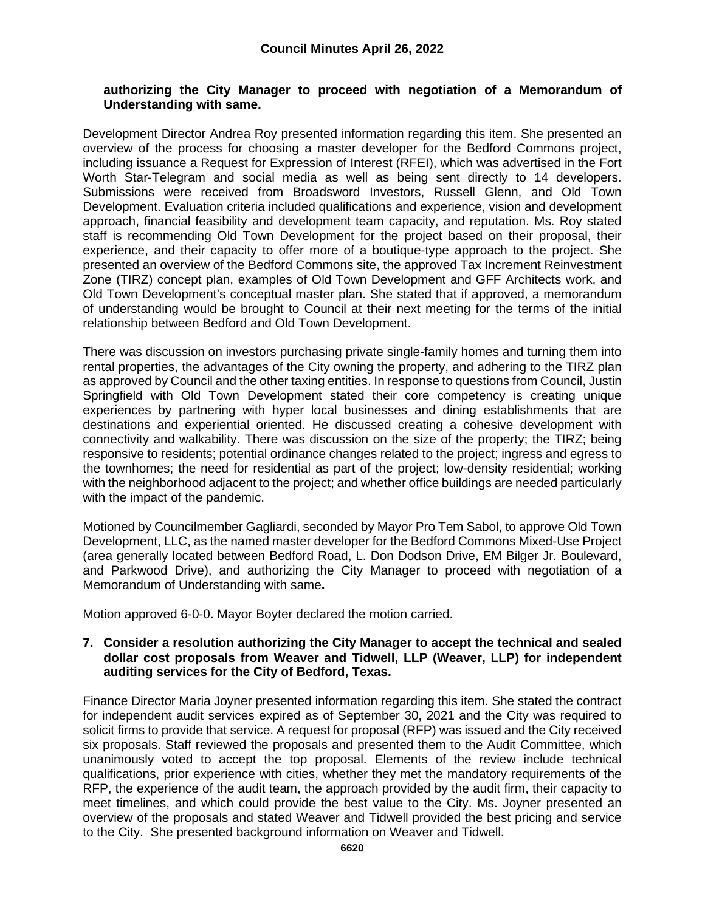**authorizing the City Manager to proceed with negotiation of a Memorandum of Understanding with same.**

Development Director Andrea Roy presented information regarding this item. She presented an overview of the process for choosing a master developer for the Bedford Commons project, including issuance a Request for Expression of Interest (RFEI), which was advertised in the Fort Worth Star-Telegram and social media as well as being sent directly to 14 developers. Submissions were received from Broadsword Investors, Russell Glenn, and Old Town Development. Evaluation criteria included qualifications and experience, vision and development approach, financial feasibility and development team capacity, and reputation. Ms. Roy stated staff is recommending Old Town Development for the project based on their proposal, their experience, and their capacity to offer more of a boutique-type approach to the project. She presented an overview of the Bedford Commons site, the approved Tax Increment Reinvestment Zone (TIRZ) concept plan, examples of Old Town Development and GFF Architects work, and Old Town Development's conceptual master plan. She stated that if approved, a memorandum of understanding would be brought to Council at their next meeting for the terms of the initial relationship between Bedford and Old Town Development.

There was discussion on investors purchasing private single-family homes and turning them into rental properties, the advantages of the City owning the property, and adhering to the TIRZ plan as approved by Council and the other taxing entities. In response to questions from Council, Justin Springfield with Old Town Development stated their core competency is creating unique experiences by partnering with hyper local businesses and dining establishments that are destinations and experiential oriented. He discussed creating a cohesive development with connectivity and walkability. There was discussion on the size of the property; the TIRZ; being responsive to residents; potential ordinance changes related to the project; ingress and egress to the townhomes; the need for residential as part of the project; low-density residential; working with the neighborhood adjacent to the project; and whether office buildings are needed particularly with the impact of the pandemic.

Motioned by Councilmember Gagliardi, seconded by Mayor Pro Tem Sabol, to approve Old Town Development, LLC, as the named master developer for the Bedford Commons Mixed-Use Project (area generally located between Bedford Road, L. Don Dodson Drive, EM Bilger Jr. Boulevard, and Parkwood Drive), and authorizing the City Manager to proceed with negotiation of a Memorandum of Understanding with same**.**

Motion approved 6-0-0. Mayor Boyter declared the motion carried.

**7. Consider a resolution authorizing the City Manager to accept the technical and sealed dollar cost proposals from Weaver and Tidwell, LLP (Weaver, LLP) for independent auditing services for the City of Bedford, Texas.**

Finance Director Maria Joyner presented information regarding this item. She stated the contract for independent audit services expired as of September 30, 2021 and the City was required to solicit firms to provide that service. A request for proposal (RFP) was issued and the City received six proposals. Staff reviewed the proposals and presented them to the Audit Committee, which unanimously voted to accept the top proposal. Elements of the review include technical qualifications, prior experience with cities, whether they met the mandatory requirements of the RFP, the experience of the audit team, the approach provided by the audit firm, their capacity to meet timelines, and which could provide the best value to the City. Ms. Joyner presented an overview of the proposals and stated Weaver and Tidwell provided the best pricing and service to the City. She presented background information on Weaver and Tidwell.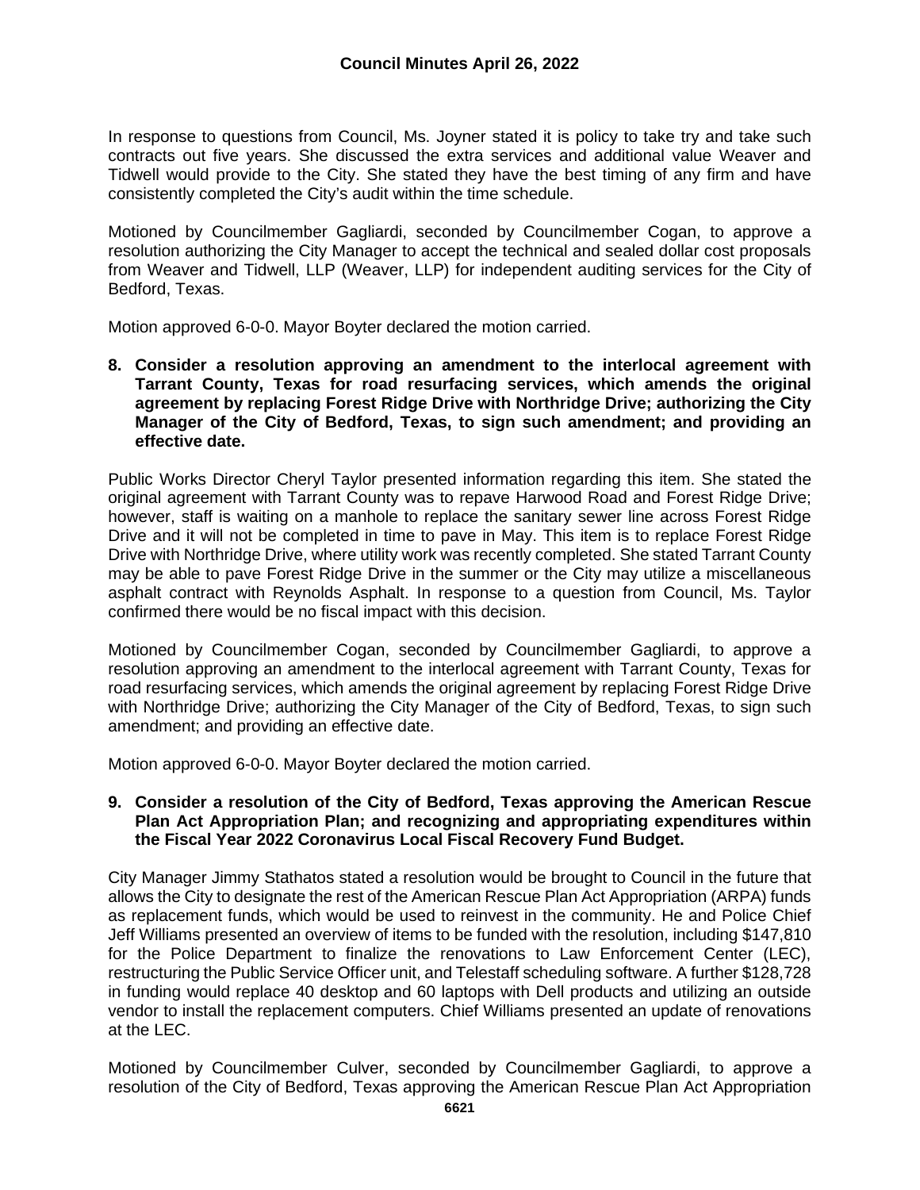In response to questions from Council, Ms. Joyner stated it is policy to take try and take such contracts out five years. She discussed the extra services and additional value Weaver and Tidwell would provide to the City. She stated they have the best timing of any firm and have consistently completed the City's audit within the time schedule.

Motioned by Councilmember Gagliardi, seconded by Councilmember Cogan, to approve a resolution authorizing the City Manager to accept the technical and sealed dollar cost proposals from Weaver and Tidwell, LLP (Weaver, LLP) for independent auditing services for the City of Bedford, Texas.

Motion approved 6-0-0. Mayor Boyter declared the motion carried.

**8. Consider a resolution approving an amendment to the interlocal agreement with Tarrant County, Texas for road resurfacing services, which amends the original agreement by replacing Forest Ridge Drive with Northridge Drive; authorizing the City Manager of the City of Bedford, Texas, to sign such amendment; and providing an effective date.**

Public Works Director Cheryl Taylor presented information regarding this item. She stated the original agreement with Tarrant County was to repave Harwood Road and Forest Ridge Drive; however, staff is waiting on a manhole to replace the sanitary sewer line across Forest Ridge Drive and it will not be completed in time to pave in May. This item is to replace Forest Ridge Drive with Northridge Drive, where utility work was recently completed. She stated Tarrant County may be able to pave Forest Ridge Drive in the summer or the City may utilize a miscellaneous asphalt contract with Reynolds Asphalt. In response to a question from Council, Ms. Taylor confirmed there would be no fiscal impact with this decision.

Motioned by Councilmember Cogan, seconded by Councilmember Gagliardi, to approve a resolution approving an amendment to the interlocal agreement with Tarrant County, Texas for road resurfacing services, which amends the original agreement by replacing Forest Ridge Drive with Northridge Drive; authorizing the City Manager of the City of Bedford, Texas, to sign such amendment; and providing an effective date.

Motion approved 6-0-0. Mayor Boyter declared the motion carried.

**9. Consider a resolution of the City of Bedford, Texas approving the American Rescue Plan Act Appropriation Plan; and recognizing and appropriating expenditures within the Fiscal Year 2022 Coronavirus Local Fiscal Recovery Fund Budget.**

City Manager Jimmy Stathatos stated a resolution would be brought to Council in the future that allows the City to designate the rest of the American Rescue Plan Act Appropriation (ARPA) funds as replacement funds, which would be used to reinvest in the community. He and Police Chief Jeff Williams presented an overview of items to be funded with the resolution, including $147,810 for the Police Department to finalize the renovations to Law Enforcement Center (LEC), restructuring the Public Service Officer unit, and Telestaff scheduling software. A further $128,728 in funding would replace 40 desktop and 60 laptops with Dell products and utilizing an outside vendor to install the replacement computers. Chief Williams presented an update of renovations at the LEC.

Motioned by Councilmember Culver, seconded by Councilmember Gagliardi, to approve a resolution of the City of Bedford, Texas approving the American Rescue Plan Act Appropriation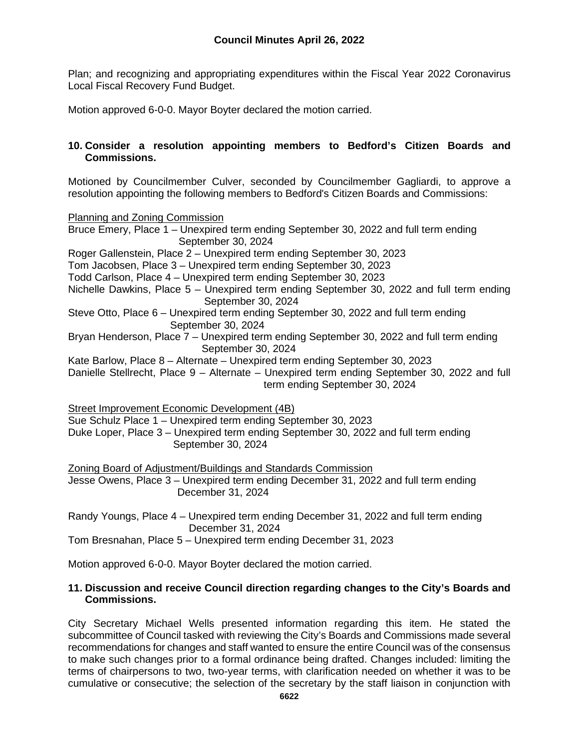Plan; and recognizing and appropriating expenditures within the Fiscal Year 2022 Coronavirus Local Fiscal Recovery Fund Budget.

Motion approved 6-0-0. Mayor Boyter declared the motion carried.

**10. Consider a resolution appointing members to Bedford's Citizen Boards and Commissions.**

Motioned by Councilmember Culver, seconded by Councilmember Gagliardi, to approve a resolution appointing the following members to Bedford's Citizen Boards and Commissions:

<u>Planning and Zoning Commission</u>
Bruce Emery, Place 1 – Unexpired term ending September 30, 2022 and full term ending September 30, 2024
Roger Gallenstein, Place 2 – Unexpired term ending September 30, 2023
Tom Jacobsen, Place 3 – Unexpired term ending September 30, 2023
Todd Carlson, Place 4 – Unexpired term ending September 30, 2023
Nichelle Dawkins, Place 5 – Unexpired term ending September 30, 2022 and full term ending September 30, 2024
Steve Otto, Place 6 – Unexpired term ending September 30, 2022 and full term ending September 30, 2024
Bryan Henderson, Place 7 – Unexpired term ending September 30, 2022 and full term ending September 30, 2024
Kate Barlow, Place 8 – Alternate – Unexpired term ending September 30, 2023
Danielle Stellrecht, Place 9 – Alternate – Unexpired term ending September 30, 2022 and full term ending September 30, 2024

<u>Street Improvement Economic Development (4B)</u>
Sue Schulz Place 1 – Unexpired term ending September 30, 2023
Duke Loper, Place 3 – Unexpired term ending September 30, 2022 and full term ending September 30, 2024

<u>Zoning Board of Adjustment/Buildings and Standards Commission</u>
Jesse Owens, Place 3 – Unexpired term ending December 31, 2022 and full term ending December 31, 2024

Randy Youngs, Place 4 – Unexpired term ending December 31, 2022 and full term ending December 31, 2024
Tom Bresnahan, Place 5 – Unexpired term ending December 31, 2023

Motion approved 6-0-0. Mayor Boyter declared the motion carried.

**11. Discussion and receive Council direction regarding changes to the City's Boards and Commissions.**

City Secretary Michael Wells presented information regarding this item. He stated the subcommittee of Council tasked with reviewing the City's Boards and Commissions made several recommendations for changes and staff wanted to ensure the entire Council was of the consensus to make such changes prior to a formal ordinance being drafted. Changes included: limiting the terms of chairpersons to two, two-year terms, with clarification needed on whether it was to be cumulative or consecutive; the selection of the secretary by the staff liaison in conjunction with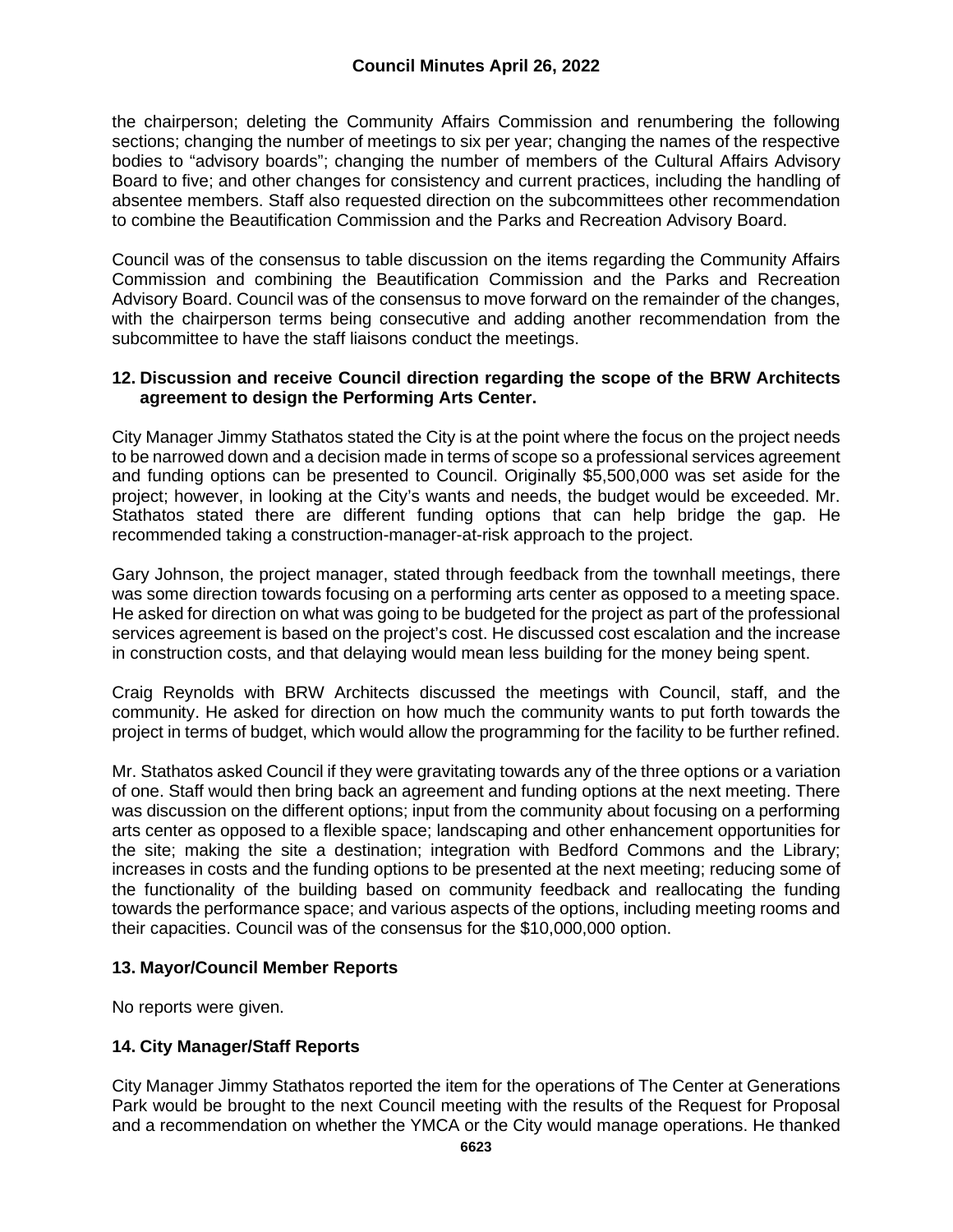the chairperson; deleting the Community Affairs Commission and renumbering the following sections; changing the number of meetings to six per year; changing the names of the respective bodies to "advisory boards"; changing the number of members of the Cultural Affairs Advisory Board to five; and other changes for consistency and current practices, including the handling of absentee members. Staff also requested direction on the subcommittees other recommendation to combine the Beautification Commission and the Parks and Recreation Advisory Board.

Council was of the consensus to table discussion on the items regarding the Community Affairs Commission and combining the Beautification Commission and the Parks and Recreation Advisory Board. Council was of the consensus to move forward on the remainder of the changes, with the chairperson terms being consecutive and adding another recommendation from the subcommittee to have the staff liaisons conduct the meetings.

### 12. Discussion and receive Council direction regarding the scope of the BRW Architects agreement to design the Performing Arts Center.

City Manager Jimmy Stathatos stated the City is at the point where the focus on the project needs to be narrowed down and a decision made in terms of scope so a professional services agreement and funding options can be presented to Council. Originally $5,500,000 was set aside for the project; however, in looking at the City's wants and needs, the budget would be exceeded. Mr. Stathatos stated there are different funding options that can help bridge the gap. He recommended taking a construction-manager-at-risk approach to the project.

Gary Johnson, the project manager, stated through feedback from the townhall meetings, there was some direction towards focusing on a performing arts center as opposed to a meeting space. He asked for direction on what was going to be budgeted for the project as part of the professional services agreement is based on the project's cost. He discussed cost escalation and the increase in construction costs, and that delaying would mean less building for the money being spent.

Craig Reynolds with BRW Architects discussed the meetings with Council, staff, and the community. He asked for direction on how much the community wants to put forth towards the project in terms of budget, which would allow the programming for the facility to be further refined.

Mr. Stathatos asked Council if they were gravitating towards any of the three options or a variation of one. Staff would then bring back an agreement and funding options at the next meeting. There was discussion on the different options; input from the community about focusing on a performing arts center as opposed to a flexible space; landscaping and other enhancement opportunities for the site; making the site a destination; integration with Bedford Commons and the Library; increases in costs and the funding options to be presented at the next meeting; reducing some of the functionality of the building based on community feedback and reallocating the funding towards the performance space; and various aspects of the options, including meeting rooms and their capacities. Council was of the consensus for the $10,000,000 option.

### 13. Mayor/Council Member Reports

No reports were given.

### 14. City Manager/Staff Reports

City Manager Jimmy Stathatos reported the item for the operations of The Center at Generations Park would be brought to the next Council meeting with the results of the Request for Proposal and a recommendation on whether the YMCA or the City would manage operations. He thanked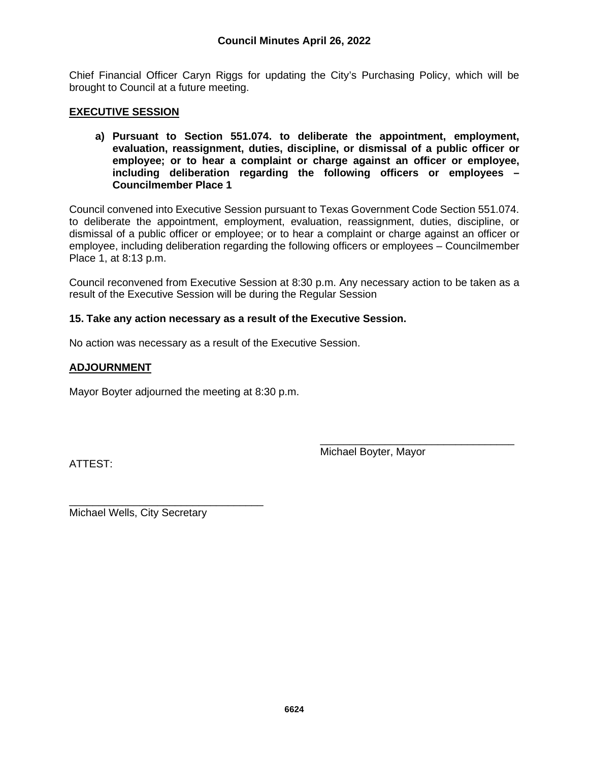Chief Financial Officer Caryn Riggs for updating the City's Purchasing Policy, which will be brought to Council at a future meeting.

## EXECUTIVE SESSION

**a) Pursuant to Section 551.074. to deliberate the appointment, employment, evaluation, reassignment, duties, discipline, or dismissal of a public officer or employee; or to hear a complaint or charge against an officer or employee, including deliberation regarding the following officers or employees – Councilmember Place 1**

Council convened into Executive Session pursuant to Texas Government Code Section 551.074. to deliberate the appointment, employment, evaluation, reassignment, duties, discipline, or dismissal of a public officer or employee; or to hear a complaint or charge against an officer or employee, including deliberation regarding the following officers or employees – Councilmember Place 1, at 8:13 p.m.

Council reconvened from Executive Session at 8:30 p.m. Any necessary action to be taken as a result of the Executive Session will be during the Regular Session

**15. Take any action necessary as a result of the Executive Session.**

No action was necessary as a result of the Executive Session.

## ADJOURNMENT

Mayor Boyter adjourned the meeting at 8:30 p.m.

__________________________________
Michael Boyter, Mayor

ATTEST:

__________________________________
Michael Wells, City Secretary